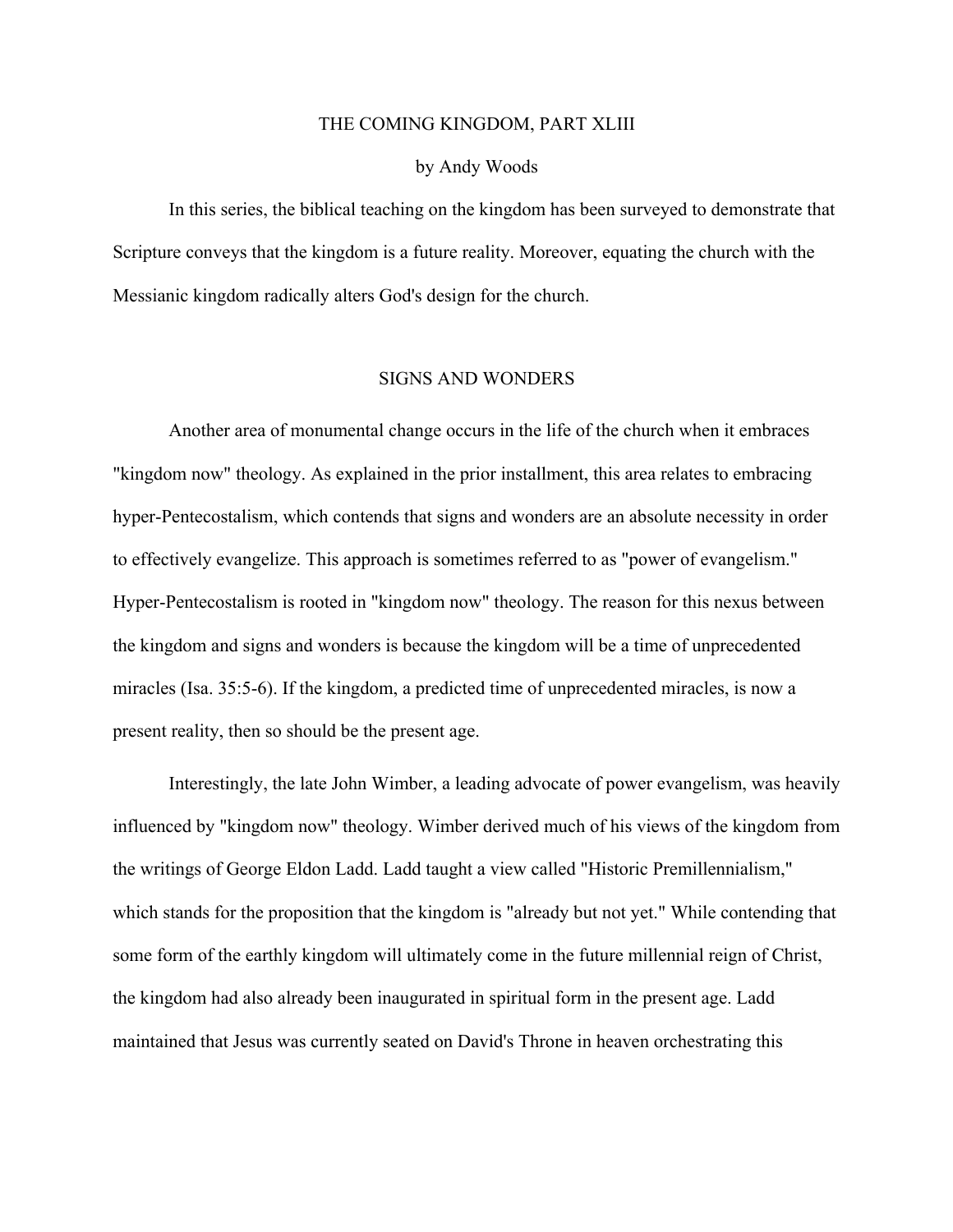# THE COMING KINGDOM, PART XLIII

by Andy Woods

In this series, the biblical teaching on the kingdom has been surveyed to demonstrate that Scripture conveys that the kingdom is a future reality. Moreover, equating the church with the Messianic kingdom radically alters God's design for the church.

## SIGNS AND WONDERS

Another area of monumental change occurs in the life of the church when it embraces "kingdom now" theology. As explained in the prior installment, this area relates to embracing hyper-Pentecostalism, which contends that signs and wonders are an absolute necessity in order to effectively evangelize. This approach is sometimes referred to as "power of evangelism." Hyper-Pentecostalism is rooted in "kingdom now" theology. The reason for this nexus between the kingdom and signs and wonders is because the kingdom will be a time of unprecedented miracles (Isa. 35:5-6). If the kingdom, a predicted time of unprecedented miracles, is now a present reality, then so should be the present age.

Interestingly, the late John Wimber, a leading advocate of power evangelism, was heavily influenced by "kingdom now" theology. Wimber derived much of his views of the kingdom from the writings of George Eldon Ladd. Ladd taught a view called "Historic Premillennialism," which stands for the proposition that the kingdom is "already but not yet." While contending that some form of the earthly kingdom will ultimately come in the future millennial reign of Christ, the kingdom had also already been inaugurated in spiritual form in the present age. Ladd maintained that Jesus was currently seated on David's Throne in heaven orchestrating this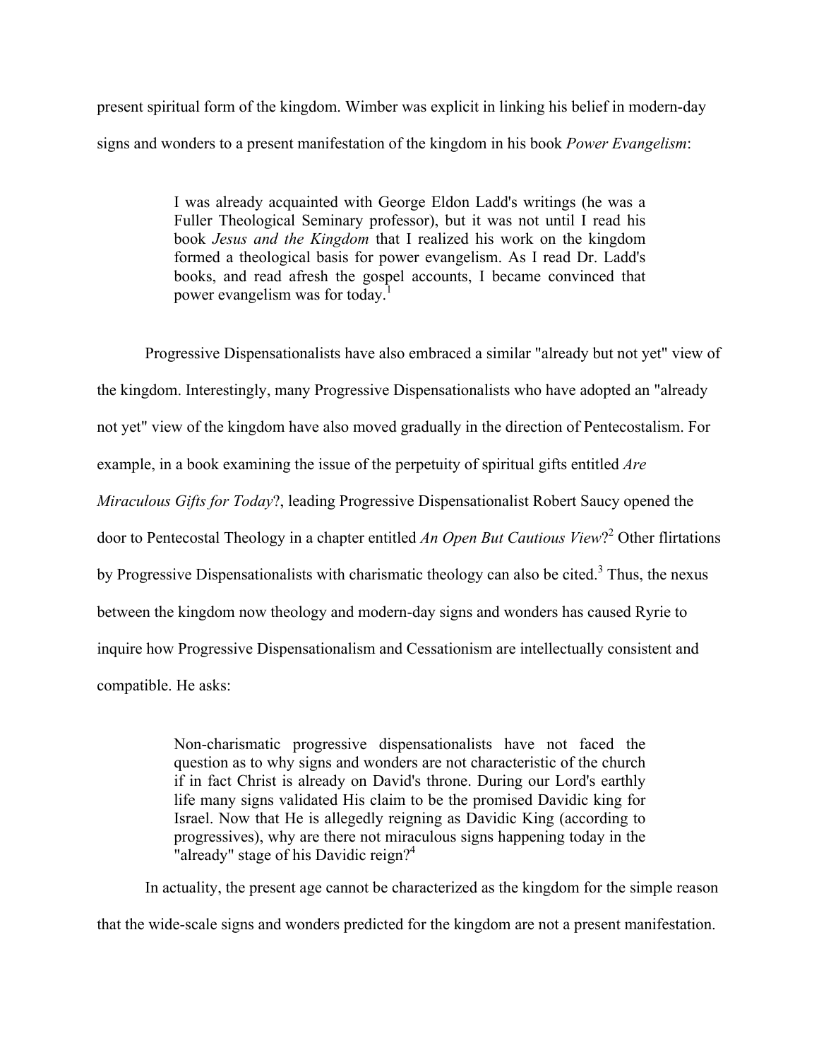present spiritual form of the kingdom. Wimber was explicit in linking his belief in modern-day signs and wonders to a present manifestation of the kingdom in his book *Power Evangelism*:

> I was already acquainted with George Eldon Ladd's writings (he was a Fuller Theological Seminary professor), but it was not until I read his book *Jesus and the Kingdom* that I realized his work on the kingdom formed a theological basis for power evangelism. As I read Dr. Ladd's books, and read afresh the gospel accounts, I became convinced that power evangelism was for today.[1]

Progressive Dispensationalists have also embraced a similar "already but not yet" view of the kingdom. Interestingly, many Progressive Dispensationalists who have adopted an "already not yet" view of the kingdom have also moved gradually in the direction of Pentecostalism. For example, in a book examining the issue of the perpetuity of spiritual gifts entitled *Are Miraculous Gifts for Today*?, leading Progressive Dispensationalist Robert Saucy opened the door to Pentecostal Theology in a chapter entitled *An Open But Cautious View*?[2] Other flirtations by Progressive Dispensationalists with charismatic theology can also be cited.[3] Thus, the nexus between the kingdom now theology and modern-day signs and wonders has caused Ryrie to inquire how Progressive Dispensationalism and Cessationism are intellectually consistent and compatible. He asks:

> Non-charismatic progressive dispensationalists have not faced the question as to why signs and wonders are not characteristic of the church if in fact Christ is already on David's throne. During our Lord's earthly life many signs validated His claim to be the promised Davidic king for Israel. Now that He is allegedly reigning as Davidic King (according to progressives), why are there not miraculous signs happening today in the "already" stage of his Davidic reign?[4]

In actuality, the present age cannot be characterized as the kingdom for the simple reason that the wide-scale signs and wonders predicted for the kingdom are not a present manifestation.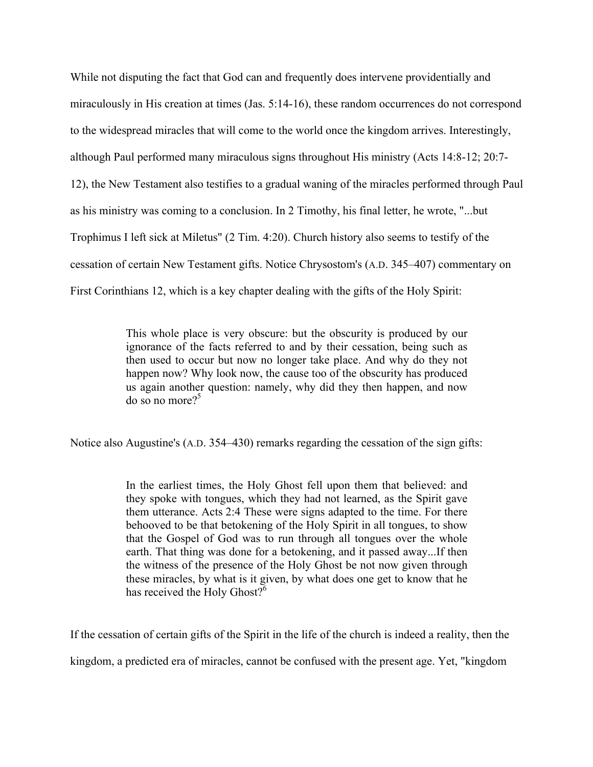While not disputing the fact that God can and frequently does intervene providentially and miraculously in His creation at times (Jas. 5:14-16), these random occurrences do not correspond to the widespread miracles that will come to the world once the kingdom arrives. Interestingly, although Paul performed many miraculous signs throughout His ministry (Acts 14:8-12; 20:7-12), the New Testament also testifies to a gradual waning of the miracles performed through Paul as his ministry was coming to a conclusion. In 2 Timothy, his final letter, he wrote, "...but Trophimus I left sick at Miletus" (2 Tim. 4:20). Church history also seems to testify of the cessation of certain New Testament gifts. Notice Chrysostom's (A.D. 345–407) commentary on First Corinthians 12, which is a key chapter dealing with the gifts of the Holy Spirit:

> This whole place is very obscure: but the obscurity is produced by our ignorance of the facts referred to and by their cessation, being such as then used to occur but now no longer take place. And why do they not happen now? Why look now, the cause too of the obscurity has produced us again another question: namely, why did they then happen, and now do so no more?[5]

Notice also Augustine's (A.D. 354–430) remarks regarding the cessation of the sign gifts:

> In the earliest times, the Holy Ghost fell upon them that believed: and they spoke with tongues, which they had not learned, as the Spirit gave them utterance. Acts 2:4 These were signs adapted to the time. For there behooved to be that betokening of the Holy Spirit in all tongues, to show that the Gospel of God was to run through all tongues over the whole earth. That thing was done for a betokening, and it passed away...If then the witness of the presence of the Holy Ghost be not now given through these miracles, by what is it given, by what does one get to know that he has received the Holy Ghost?[6]

If the cessation of certain gifts of the Spirit in the life of the church is indeed a reality, then the kingdom, a predicted era of miracles, cannot be confused with the present age. Yet, "kingdom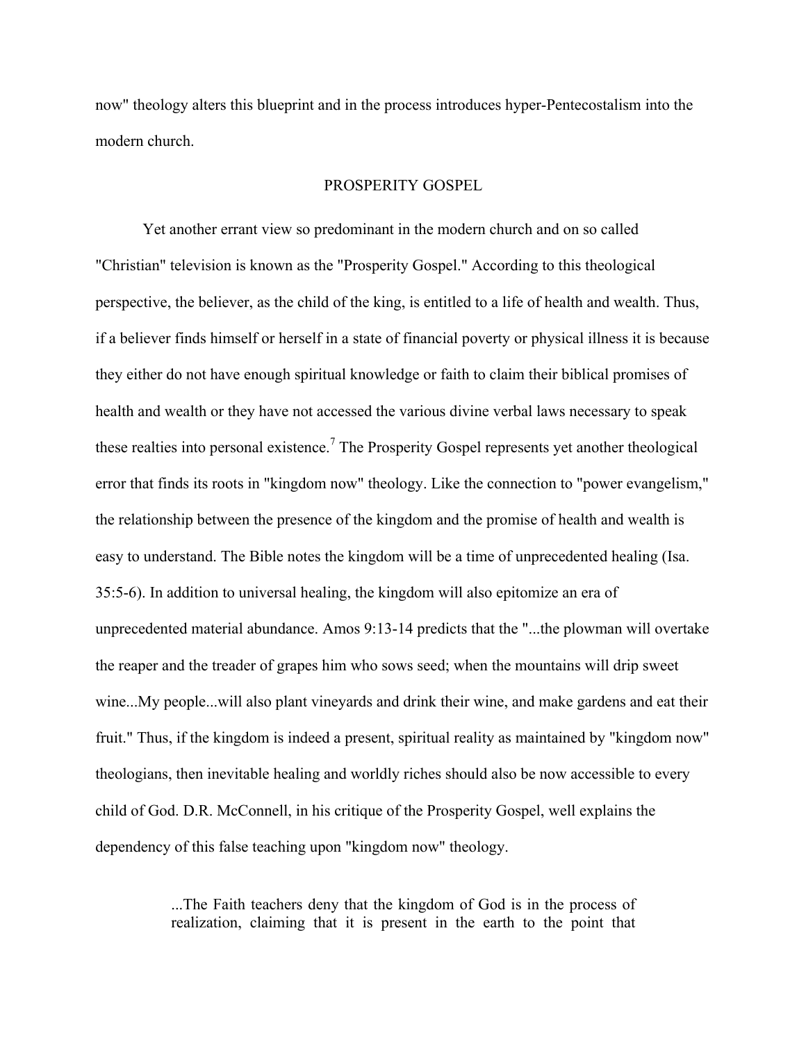now" theology alters this blueprint and in the process introduces hyper-Pentecostalism into the modern church.

## PROSPERITY GOSPEL

Yet another errant view so predominant in the modern church and on so called "Christian" television is known as the "Prosperity Gospel." According to this theological perspective, the believer, as the child of the king, is entitled to a life of health and wealth. Thus, if a believer finds himself or herself in a state of financial poverty or physical illness it is because they either do not have enough spiritual knowledge or faith to claim their biblical promises of health and wealth or they have not accessed the various divine verbal laws necessary to speak these realties into personal existence.[7] The Prosperity Gospel represents yet another theological error that finds its roots in "kingdom now" theology. Like the connection to "power evangelism," the relationship between the presence of the kingdom and the promise of health and wealth is easy to understand. The Bible notes the kingdom will be a time of unprecedented healing (Isa. 35:5-6). In addition to universal healing, the kingdom will also epitomize an era of unprecedented material abundance. Amos 9:13-14 predicts that the "...the plowman will overtake the reaper and the treader of grapes him who sows seed; when the mountains will drip sweet wine...My people...will also plant vineyards and drink their wine, and make gardens and eat their fruit." Thus, if the kingdom is indeed a present, spiritual reality as maintained by "kingdom now" theologians, then inevitable healing and worldly riches should also be now accessible to every child of God. D.R. McConnell, in his critique of the Prosperity Gospel, well explains the dependency of this false teaching upon "kingdom now" theology.

> ...The Faith teachers deny that the kingdom of God is in the process of realization, claiming that it is present in the earth to the point that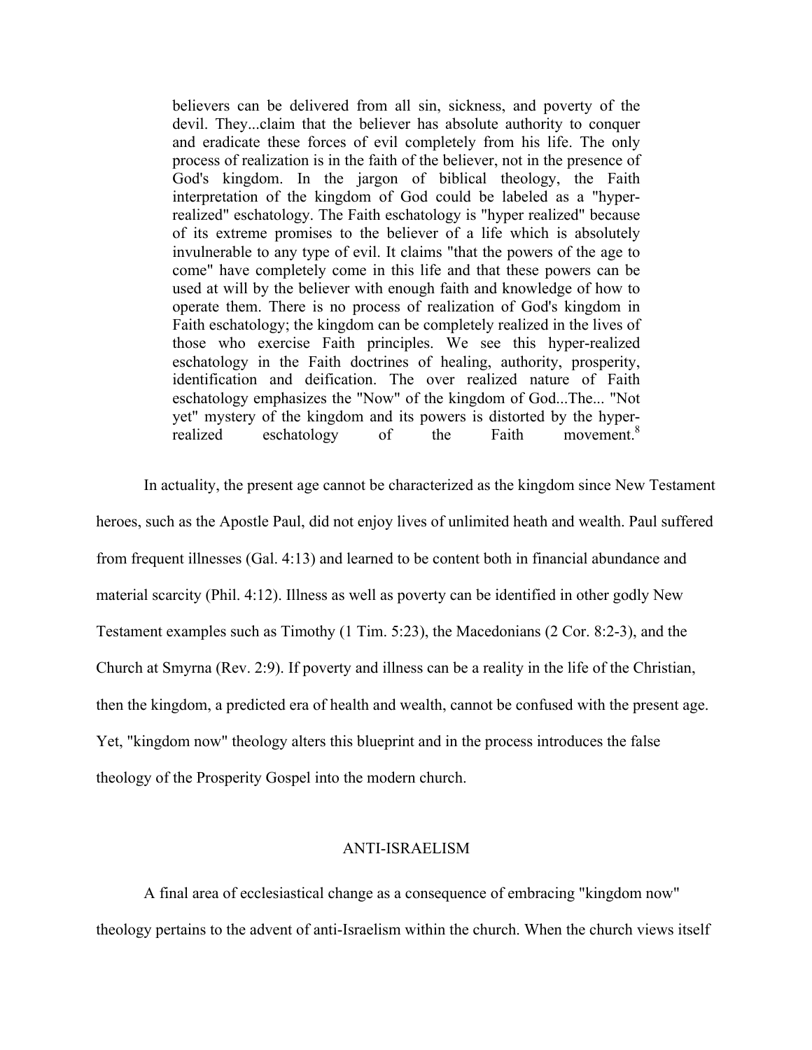> believers can be delivered from all sin, sickness, and poverty of the devil. They...claim that the believer has absolute authority to conquer and eradicate these forces of evil completely from his life. The only process of realization is in the faith of the believer, not in the presence of God's kingdom. In the jargon of biblical theology, the Faith interpretation of the kingdom of God could be labeled as a "hyper-realized" eschatology. The Faith eschatology is "hyper realized" because of its extreme promises to the believer of a life which is absolutely invulnerable to any type of evil. It claims "that the powers of the age to come" have completely come in this life and that these powers can be used at will by the believer with enough faith and knowledge of how to operate them. There is no process of realization of God's kingdom in Faith eschatology; the kingdom can be completely realized in the lives of those who exercise Faith principles. We see this hyper-realized eschatology in the Faith doctrines of healing, authority, prosperity, identification and deification. The over realized nature of Faith eschatology emphasizes the "Now" of the kingdom of God...The... "Not yet" mystery of the kingdom and its powers is distorted by the hyper-realized eschatology of the Faith movement.[8]

In actuality, the present age cannot be characterized as the kingdom since New Testament heroes, such as the Apostle Paul, did not enjoy lives of unlimited heath and wealth. Paul suffered from frequent illnesses (Gal. 4:13) and learned to be content both in financial abundance and material scarcity (Phil. 4:12). Illness as well as poverty can be identified in other godly New Testament examples such as Timothy (1 Tim. 5:23), the Macedonians (2 Cor. 8:2-3), and the Church at Smyrna (Rev. 2:9). If poverty and illness can be a reality in the life of the Christian, then the kingdom, a predicted era of health and wealth, cannot be confused with the present age. Yet, "kingdom now" theology alters this blueprint and in the process introduces the false theology of the Prosperity Gospel into the modern church.

## ANTI-ISRAELISM

A final area of ecclesiastical change as a consequence of embracing "kingdom now" theology pertains to the advent of anti-Israelism within the church. When the church views itself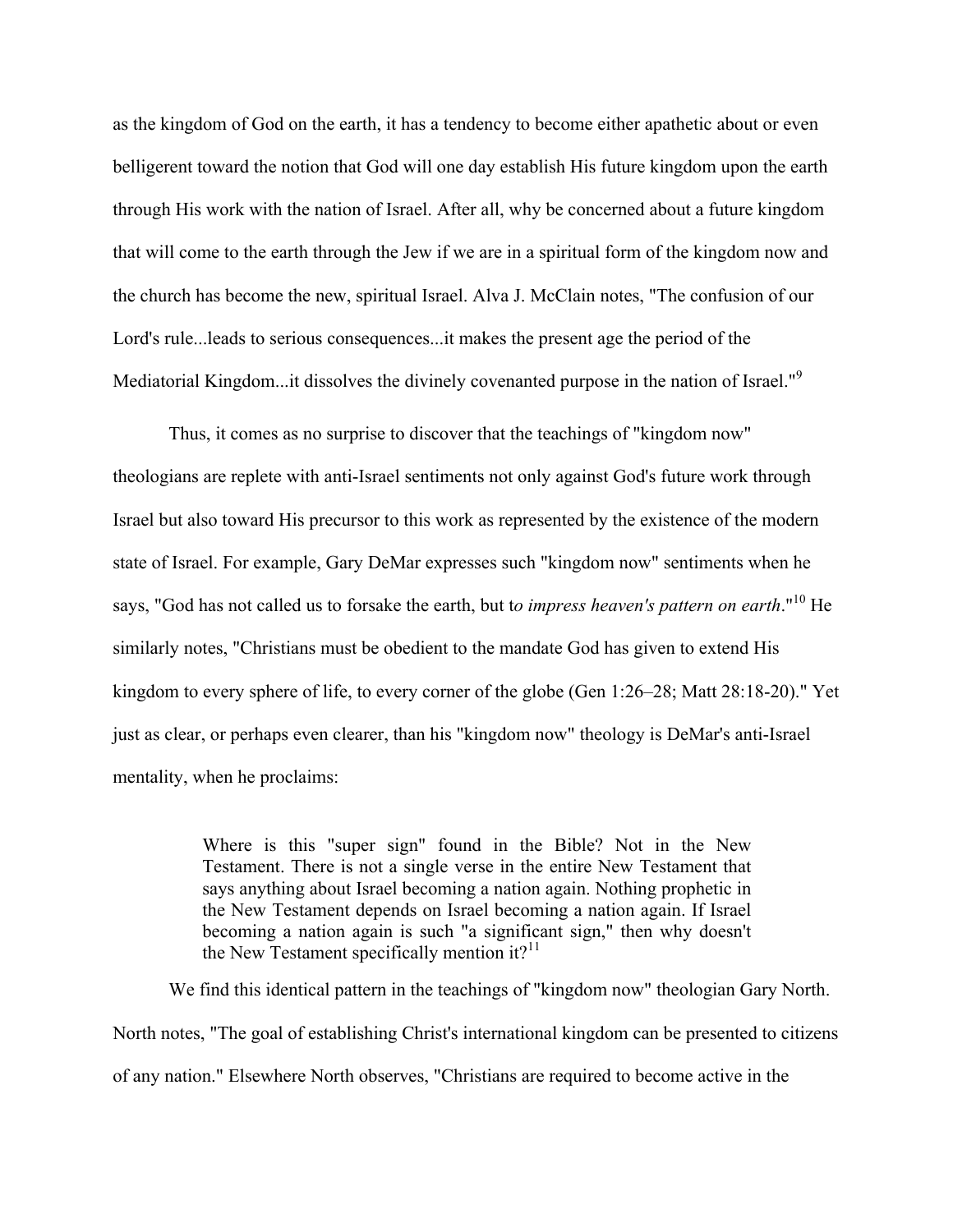as the kingdom of God on the earth, it has a tendency to become either apathetic about or even belligerent toward the notion that God will one day establish His future kingdom upon the earth through His work with the nation of Israel. After all, why be concerned about a future kingdom that will come to the earth through the Jew if we are in a spiritual form of the kingdom now and the church has become the new, spiritual Israel. Alva J. McClain notes, "The confusion of our Lord's rule...leads to serious consequences...it makes the present age the period of the Mediatorial Kingdom...it dissolves the divinely covenanted purpose in the nation of Israel."[9]

Thus, it comes as no surprise to discover that the teachings of "kingdom now" theologians are replete with anti-Israel sentiments not only against God's future work through Israel but also toward His precursor to this work as represented by the existence of the modern state of Israel. For example, Gary DeMar expresses such "kingdom now" sentiments when he says, "God has not called us to forsake the earth, but t*o impress heaven's pattern on earth*."[10] He similarly notes, "Christians must be obedient to the mandate God has given to extend His kingdom to every sphere of life, to every corner of the globe (Gen 1:26–28; Matt 28:18-20)." Yet just as clear, or perhaps even clearer, than his "kingdom now" theology is DeMar's anti-Israel mentality, when he proclaims:

> Where is this "super sign" found in the Bible? Not in the New Testament. There is not a single verse in the entire New Testament that says anything about Israel becoming a nation again. Nothing prophetic in the New Testament depends on Israel becoming a nation again. If Israel becoming a nation again is such "a significant sign," then why doesn't the New Testament specifically mention it?[11]

We find this identical pattern in the teachings of "kingdom now" theologian Gary North. North notes, "The goal of establishing Christ's international kingdom can be presented to citizens of any nation." Elsewhere North observes, "Christians are required to become active in the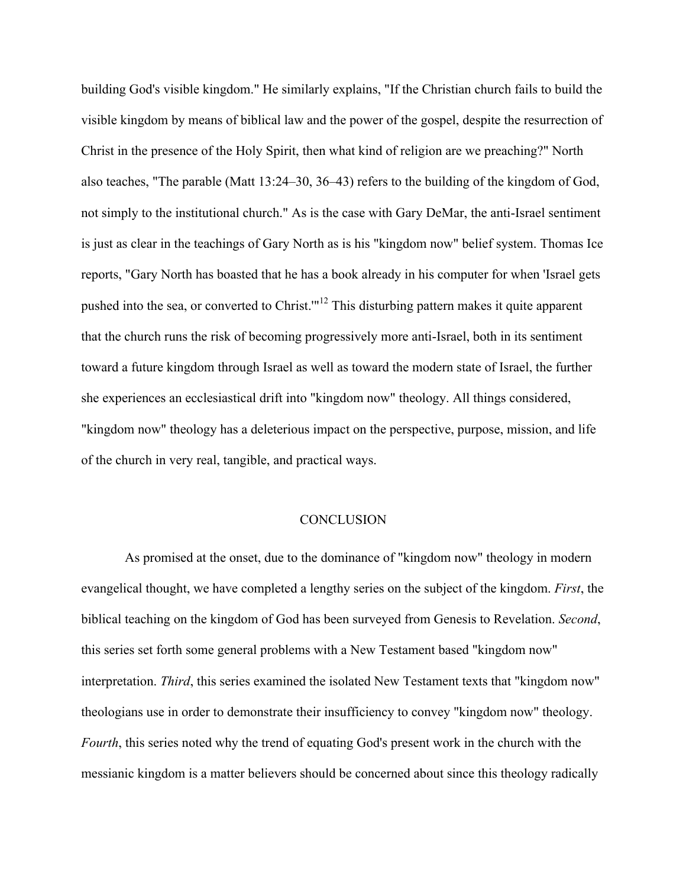building God's visible kingdom." He similarly explains, "If the Christian church fails to build the visible kingdom by means of biblical law and the power of the gospel, despite the resurrection of Christ in the presence of the Holy Spirit, then what kind of religion are we preaching?" North also teaches, "The parable (Matt 13:24–30, 36–43) refers to the building of the kingdom of God, not simply to the institutional church." As is the case with Gary DeMar, the anti-Israel sentiment is just as clear in the teachings of Gary North as is his "kingdom now" belief system. Thomas Ice reports, "Gary North has boasted that he has a book already in his computer for when 'Israel gets pushed into the sea, or converted to Christ.'"[12] This disturbing pattern makes it quite apparent that the church runs the risk of becoming progressively more anti-Israel, both in its sentiment toward a future kingdom through Israel as well as toward the modern state of Israel, the further she experiences an ecclesiastical drift into "kingdom now" theology. All things considered, "kingdom now" theology has a deleterious impact on the perspective, purpose, mission, and life of the church in very real, tangible, and practical ways.

## CONCLUSION

As promised at the onset, due to the dominance of "kingdom now" theology in modern evangelical thought, we have completed a lengthy series on the subject of the kingdom. *First*, the biblical teaching on the kingdom of God has been surveyed from Genesis to Revelation. *Second*, this series set forth some general problems with a New Testament based "kingdom now" interpretation. *Third*, this series examined the isolated New Testament texts that "kingdom now" theologians use in order to demonstrate their insufficiency to convey "kingdom now" theology. *Fourth*, this series noted why the trend of equating God's present work in the church with the messianic kingdom is a matter believers should be concerned about since this theology radically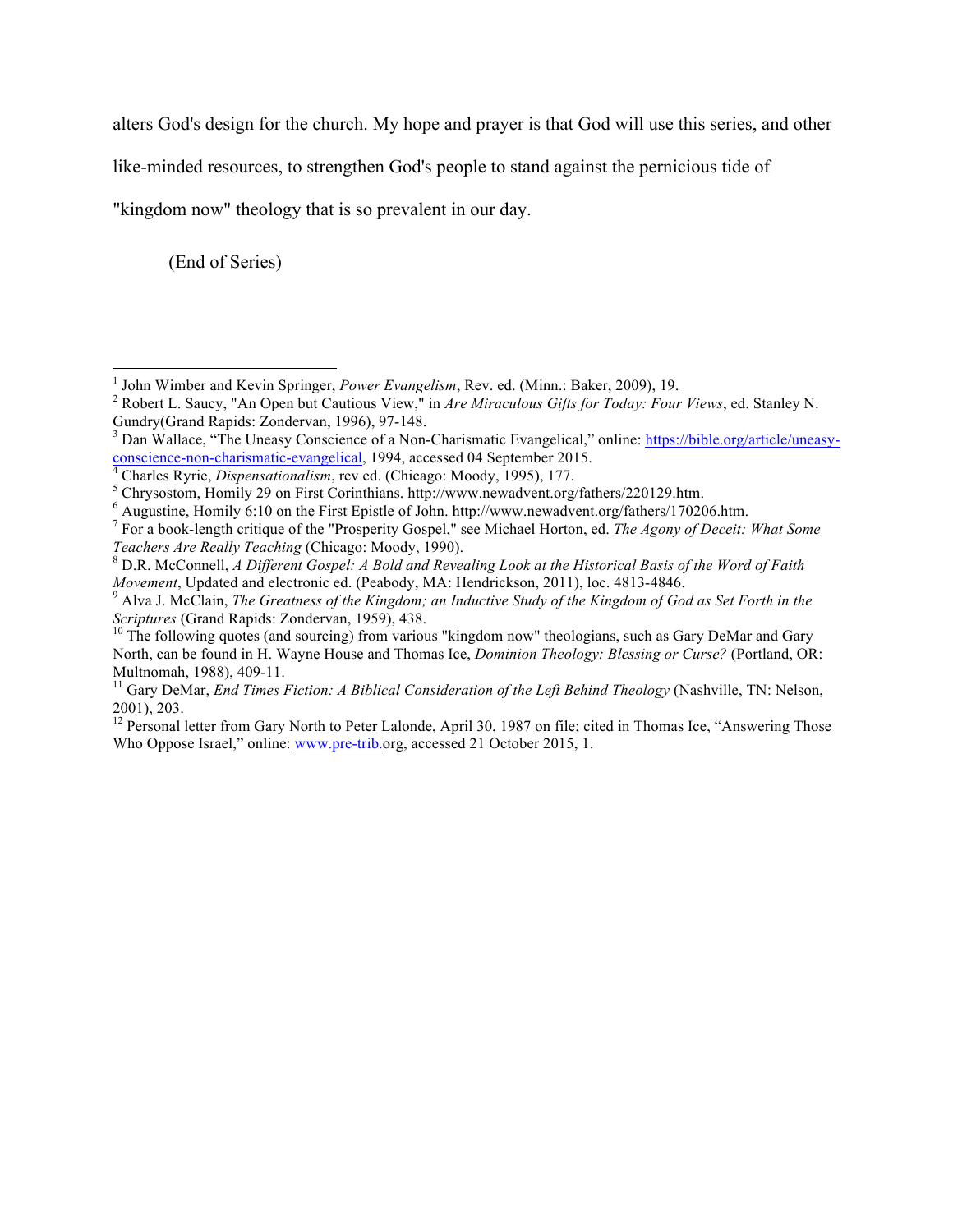alters God's design for the church. My hope and prayer is that God will use this series, and other like-minded resources, to strengthen God's people to stand against the pernicious tide of "kingdom now" theology that is so prevalent in our day.

(End of Series)

---

[1] John Wimber and Kevin Springer, *Power Evangelism*, Rev. ed. (Minn.: Baker, 2009), 19.

[2] Robert L. Saucy, "An Open but Cautious View," in *Are Miraculous Gifts for Today: Four Views*, ed. Stanley N. Gundry(Grand Rapids: Zondervan, 1996), 97-148.

[3] Dan Wallace, "The Uneasy Conscience of a Non-Charismatic Evangelical," online: https://bible.org/article/uneasy-conscience-non-charismatic-evangelical, 1994, accessed 04 September 2015.

[4] Charles Ryrie, *Dispensationalism*, rev ed. (Chicago: Moody, 1995), 177.

[5] Chrysostom, Homily 29 on First Corinthians. http://www.newadvent.org/fathers/220129.htm.

[6] Augustine, Homily 6:10 on the First Epistle of John. http://www.newadvent.org/fathers/170206.htm.

[7] For a book-length critique of the "Prosperity Gospel," see Michael Horton, ed. *The Agony of Deceit: What Some Teachers Are Really Teaching* (Chicago: Moody, 1990).

[8] D.R. McConnell, *A Different Gospel: A Bold and Revealing Look at the Historical Basis of the Word of Faith Movement*, Updated and electronic ed. (Peabody, MA: Hendrickson, 2011), loc. 4813-4846.

[9] Alva J. McClain, *The Greatness of the Kingdom; an Inductive Study of the Kingdom of God as Set Forth in the Scriptures* (Grand Rapids: Zondervan, 1959), 438.

[10] The following quotes (and sourcing) from various "kingdom now" theologians, such as Gary DeMar and Gary North, can be found in H. Wayne House and Thomas Ice, *Dominion Theology: Blessing or Curse?* (Portland, OR: Multnomah, 1988), 409-11.

[11] Gary DeMar, *End Times Fiction: A Biblical Consideration of the Left Behind Theology* (Nashville, TN: Nelson, 2001), 203.

[12] Personal letter from Gary North to Peter Lalonde, April 30, 1987 on file; cited in Thomas Ice, "Answering Those Who Oppose Israel," online: www.pre-trib.org, accessed 21 October 2015, 1.